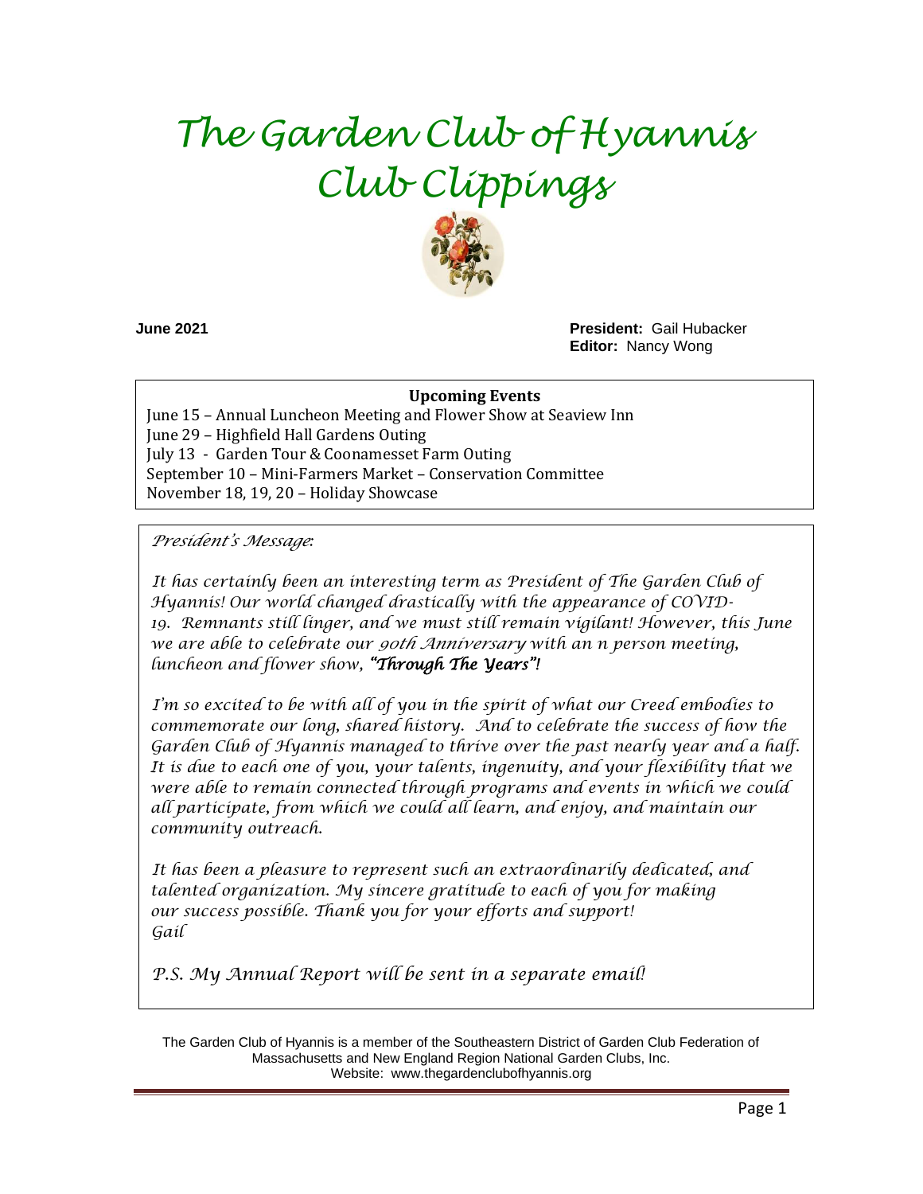# The Garden Club of Hyannis Club Clippings

**June 2021**

**President:** Gail Hubacker
**Editor:** Nancy Wong

**Upcoming Events**

June 15 – Annual Luncheon Meeting and Flower Show at Seaview Inn
June 29 – Highfield Hall Gardens Outing
July 13 - Garden Tour & Coonamesset Farm Outing
September 10 – Mini-Farmers Market – Conservation Committee
November 18, 19, 20 – Holiday Showcase

*President's Message:*

*It has certainly been an interesting term as President of The Garden Club of Hyannis! Our world changed drastically with the appearance of COVID-19. Remnants still linger, and we must still remain vigilant! However, this June we are able to celebrate our 90th Anniversary with an n person meeting, luncheon and flower show,* ***"Through The Years"!***

*I'm so excited to be with all of you in the spirit of what our Creed embodies to commemorate our long, shared history. And to celebrate the success of how the Garden Club of Hyannis managed to thrive over the past nearly year and a half. It is due to each one of you, your talents, ingenuity, and your flexibility that we were able to remain connected through programs and events in which we could all participate, from which we could all learn, and enjoy, and maintain our community outreach.*

*It has been a pleasure to represent such an extraordinarily dedicated, and talented organization. My sincere gratitude to each of you for making our success possible. Thank you for your efforts and support!*
*Gail*

*P.S. My Annual Report will be sent in a separate email!*

The Garden Club of Hyannis is a member of the Southeastern District of Garden Club Federation of Massachusetts and New England Region National Garden Clubs, Inc.
Website: www.thegardenclubofhyannis.org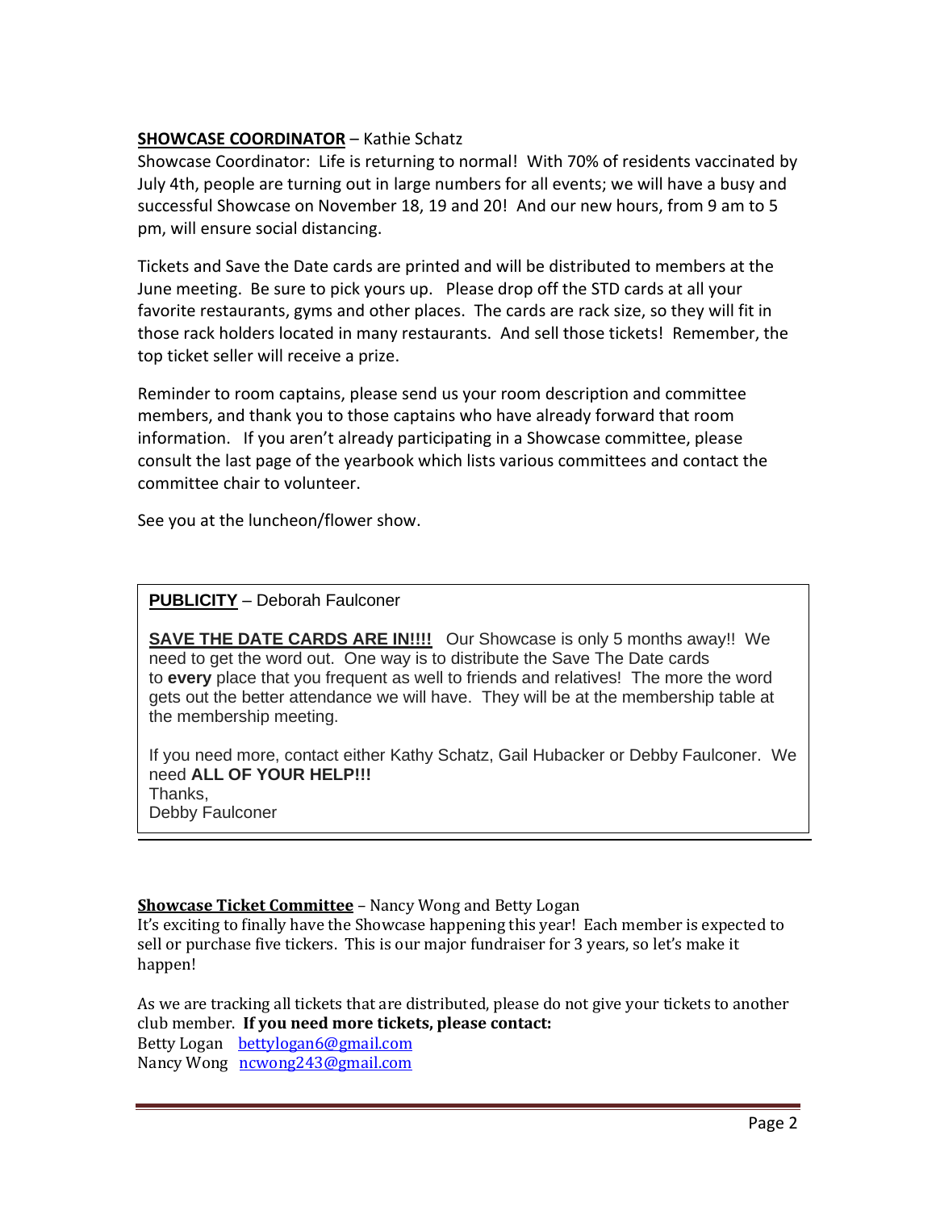**SHOWCASE COORDINATOR** – Kathie Schatz

Showcase Coordinator: Life is returning to normal! With 70% of residents vaccinated by July 4th, people are turning out in large numbers for all events; we will have a busy and successful Showcase on November 18, 19 and 20! And our new hours, from 9 am to 5 pm, will ensure social distancing.

Tickets and Save the Date cards are printed and will be distributed to members at the June meeting. Be sure to pick yours up. Please drop off the STD cards at all your favorite restaurants, gyms and other places. The cards are rack size, so they will fit in those rack holders located in many restaurants. And sell those tickets! Remember, the top ticket seller will receive a prize.

Reminder to room captains, please send us your room description and committee members, and thank you to those captains who have already forward that room information. If you aren't already participating in a Showcase committee, please consult the last page of the yearbook which lists various committees and contact the committee chair to volunteer.

See you at the luncheon/flower show.

**PUBLICITY** – Deborah Faulconer

**SAVE THE DATE CARDS ARE IN!!!!** Our Showcase is only 5 months away!! We need to get the word out. One way is to distribute the Save The Date cards to **every** place that you frequent as well to friends and relatives! The more the word gets out the better attendance we will have. They will be at the membership table at the membership meeting.

If you need more, contact either Kathy Schatz, Gail Hubacker or Debby Faulconer. We need **ALL OF YOUR HELP!!!**
Thanks,
Debby Faulconer

**Showcase Ticket Committee** – Nancy Wong and Betty Logan

It's exciting to finally have the Showcase happening this year! Each member is expected to sell or purchase five tickers. This is our major fundraiser for 3 years, so let's make it happen!

As we are tracking all tickets that are distributed, please do not give your tickets to another club member. **If you need more tickets, please contact:**
Betty Logan bettylogan6@gmail.com
Nancy Wong ncwong243@gmail.com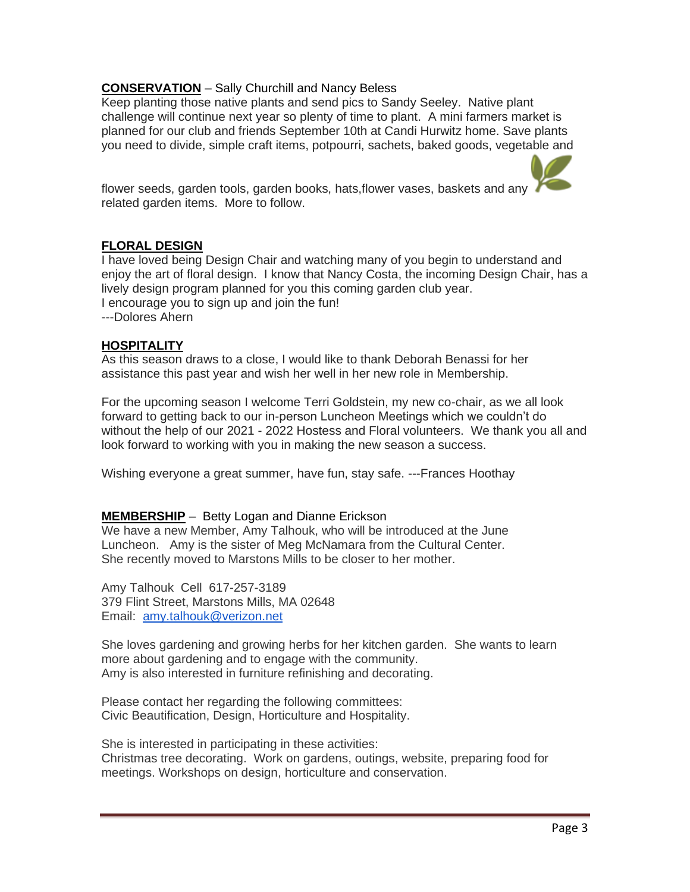**CONSERVATION** – Sally Churchill and Nancy Beless
Keep planting those native plants and send pics to Sandy Seeley. Native plant challenge will continue next year so plenty of time to plant. A mini farmers market is planned for our club and friends September 10th at Candi Hurwitz home. Save plants you need to divide, simple craft items, potpourri, sachets, baked goods, vegetable and flower seeds, garden tools, garden books, hats,flower vases, baskets and any related garden items. More to follow.

**FLORAL DESIGN**
I have loved being Design Chair and watching many of you begin to understand and enjoy the art of floral design. I know that Nancy Costa, the incoming Design Chair, has a lively design program planned for you this coming garden club year.
I encourage you to sign up and join the fun!
---Dolores Ahern

**HOSPITALITY**
As this season draws to a close, I would like to thank Deborah Benassi for her assistance this past year and wish her well in her new role in Membership.

For the upcoming season I welcome Terri Goldstein, my new co-chair, as we all look forward to getting back to our in-person Luncheon Meetings which we couldn't do without the help of our 2021 - 2022 Hostess and Floral volunteers. We thank you all and look forward to working with you in making the new season a success.

Wishing everyone a great summer, have fun, stay safe. ---Frances Hoothay

**MEMBERSHIP** – Betty Logan and Dianne Erickson
We have a new Member, Amy Talhouk, who will be introduced at the June Luncheon. Amy is the sister of Meg McNamara from the Cultural Center. She recently moved to Marstons Mills to be closer to her mother.

Amy Talhouk Cell 617-257-3189
379 Flint Street, Marstons Mills, MA 02648
Email: amy.talhouk@verizon.net

She loves gardening and growing herbs for her kitchen garden. She wants to learn more about gardening and to engage with the community.
Amy is also interested in furniture refinishing and decorating.

Please contact her regarding the following committees:
Civic Beautification, Design, Horticulture and Hospitality.

She is interested in participating in these activities:
Christmas tree decorating. Work on gardens, outings, website, preparing food for meetings. Workshops on design, horticulture and conservation.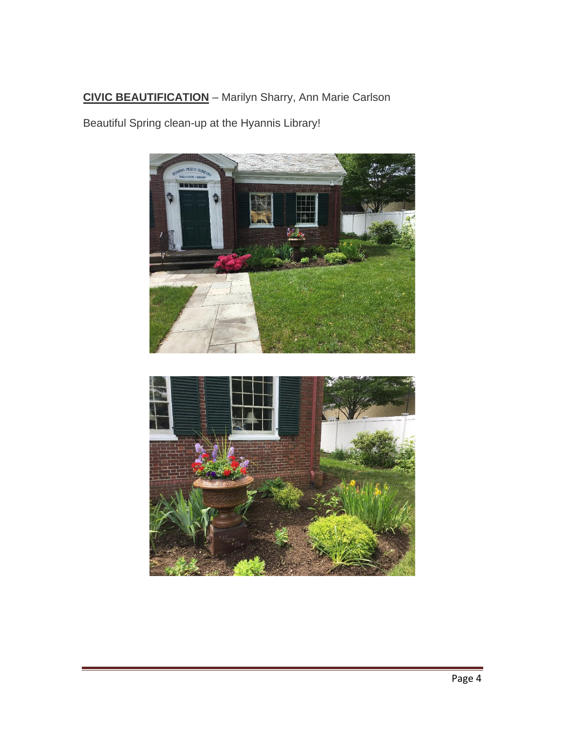**CIVIC BEAUTIFICATION** – Marilyn Sharry, Ann Marie Carlson

Beautiful Spring clean-up at the Hyannis Library!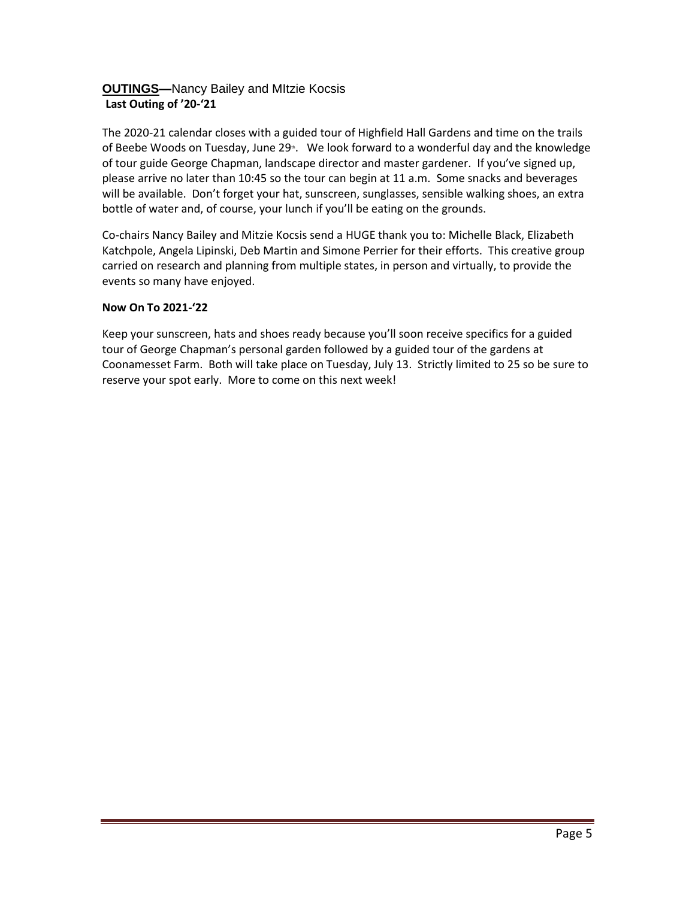## **OUTINGS—**Nancy Bailey and MItzie Kocsis

**Last Outing of '20-'21**

The 2020-21 calendar closes with a guided tour of Highfield Hall Gardens and time on the trails of Beebe Woods on Tuesday, June 29th. We look forward to a wonderful day and the knowledge of tour guide George Chapman, landscape director and master gardener. If you've signed up, please arrive no later than 10:45 so the tour can begin at 11 a.m. Some snacks and beverages will be available. Don't forget your hat, sunscreen, sunglasses, sensible walking shoes, an extra bottle of water and, of course, your lunch if you'll be eating on the grounds.

Co-chairs Nancy Bailey and Mitzie Kocsis send a HUGE thank you to: Michelle Black, Elizabeth Katchpole, Angela Lipinski, Deb Martin and Simone Perrier for their efforts. This creative group carried on research and planning from multiple states, in person and virtually, to provide the events so many have enjoyed.

**Now On To 2021-'22**

Keep your sunscreen, hats and shoes ready because you'll soon receive specifics for a guided tour of George Chapman's personal garden followed by a guided tour of the gardens at Coonamesset Farm. Both will take place on Tuesday, July 13. Strictly limited to 25 so be sure to reserve your spot early. More to come on this next week!